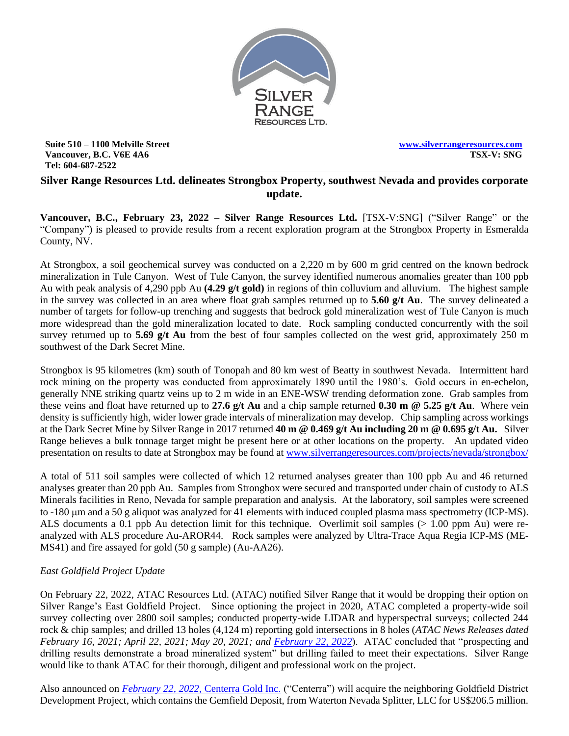Suite 510 – 1100 Melville Street
Vancouver, B.C. V6E 4A6
Tel: 604-687-2522

www.silverrangeresources.com
TSX-V: SNG

# Silver Range Resources Ltd. delineates Strongbox Property, southwest Nevada and provides corporate update.

**Vancouver, B.C., February 23, 2022 – Silver Range Resources Ltd.** [TSX-V:SNG] ("Silver Range" or the "Company") is pleased to provide results from a recent exploration program at the Strongbox Property in Esmeralda County, NV.

At Strongbox, a soil geochemical survey was conducted on a 2,220 m by 600 m grid centred on the known bedrock mineralization in Tule Canyon. West of Tule Canyon, the survey identified numerous anomalies greater than 100 ppb Au with peak analysis of 4,290 ppb Au **(4.29 g/t gold)** in regions of thin colluvium and alluvium. The highest sample in the survey was collected in an area where float grab samples returned up to **5.60 g/t Au**. The survey delineated a number of targets for follow-up trenching and suggests that bedrock gold mineralization west of Tule Canyon is much more widespread than the gold mineralization located to date. Rock sampling conducted concurrently with the soil survey returned up to **5.69 g/t Au** from the best of four samples collected on the west grid, approximately 250 m southwest of the Dark Secret Mine.

Strongbox is 95 kilometres (km) south of Tonopah and 80 km west of Beatty in southwest Nevada. Intermittent hard rock mining on the property was conducted from approximately 1890 until the 1980's. Gold occurs in en-echelon, generally NNE striking quartz veins up to 2 m wide in an ENE-WSW trending deformation zone. Grab samples from these veins and float have returned up to **27.6 g/t Au** and a chip sample returned **0.30 m @ 5.25 g/t Au**. Where vein density is sufficiently high, wider lower grade intervals of mineralization may develop. Chip sampling across workings at the Dark Secret Mine by Silver Range in 2017 returned **40 m @ 0.469 g/t Au including 20 m @ 0.695 g/t Au.** Silver Range believes a bulk tonnage target might be present here or at other locations on the property. An updated video presentation on results to date at Strongbox may be found at www.silverrangeresources.com/projects/nevada/strongbox/

A total of 511 soil samples were collected of which 12 returned analyses greater than 100 ppb Au and 46 returned analyses greater than 20 ppb Au. Samples from Strongbox were secured and transported under chain of custody to ALS Minerals facilities in Reno, Nevada for sample preparation and analysis. At the laboratory, soil samples were screened to -180 μm and a 50 g aliquot was analyzed for 41 elements with induced coupled plasma mass spectrometry (ICP-MS). ALS documents a 0.1 ppb Au detection limit for this technique. Overlimit soil samples (> 1.00 ppm Au) were re-analyzed with ALS procedure Au-AROR44. Rock samples were analyzed by Ultra-Trace Aqua Regia ICP-MS (ME-MS41) and fire assayed for gold (50 g sample) (Au-AA26).

*East Goldfield Project Update*

On February 22, 2022, ATAC Resources Ltd. (ATAC) notified Silver Range that it would be dropping their option on Silver Range's East Goldfield Project. Since optioning the project in 2020, ATAC completed a property-wide soil survey collecting over 2800 soil samples; conducted property-wide LIDAR and hyperspectral surveys; collected 244 rock & chip samples; and drilled 13 holes (4,124 m) reporting gold intersections in 8 holes (*ATAC News Releases dated February 16, 2021; April 22, 2021; May 20, 2021; and February 22, 2022*). ATAC concluded that "prospecting and drilling results demonstrate a broad mineralized system" but drilling failed to meet their expectations. Silver Range would like to thank ATAC for their thorough, diligent and professional work on the project.

Also announced on *February 22, 2022*, Centerra Gold Inc. ("Centerra") will acquire the neighboring Goldfield District Development Project, which contains the Gemfield Deposit, from Waterton Nevada Splitter, LLC for US$206.5 million.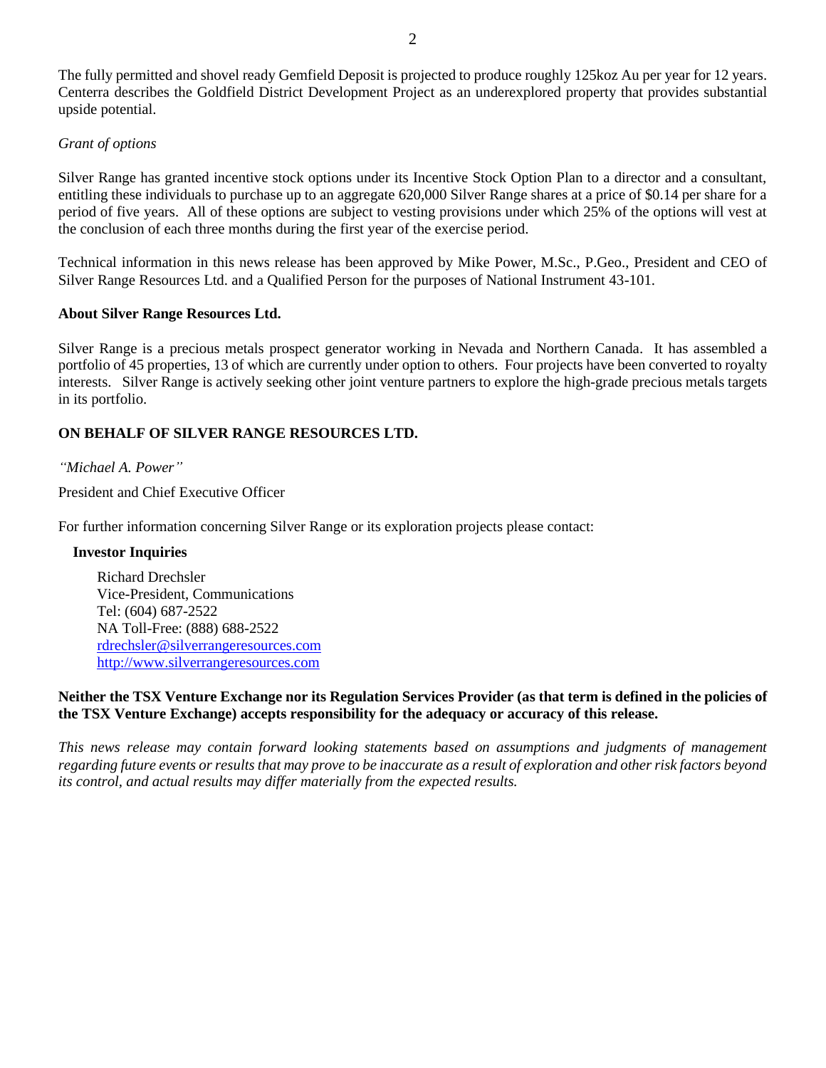The fully permitted and shovel ready Gemfield Deposit is projected to produce roughly 125koz Au per year for 12 years. Centerra describes the Goldfield District Development Project as an underexplored property that provides substantial upside potential.

*Grant of options*

Silver Range has granted incentive stock options under its Incentive Stock Option Plan to a director and a consultant, entitling these individuals to purchase up to an aggregate 620,000 Silver Range shares at a price of $0.14 per share for a period of five years. All of these options are subject to vesting provisions under which 25% of the options will vest at the conclusion of each three months during the first year of the exercise period.

Technical information in this news release has been approved by Mike Power, M.Sc., P.Geo., President and CEO of Silver Range Resources Ltd. and a Qualified Person for the purposes of National Instrument 43-101.

**About Silver Range Resources Ltd.**

Silver Range is a precious metals prospect generator working in Nevada and Northern Canada. It has assembled a portfolio of 45 properties, 13 of which are currently under option to others. Four projects have been converted to royalty interests. Silver Range is actively seeking other joint venture partners to explore the high-grade precious metals targets in its portfolio.

**ON BEHALF OF SILVER RANGE RESOURCES LTD.**

*"Michael A. Power"*

President and Chief Executive Officer

For further information concerning Silver Range or its exploration projects please contact:

**Investor Inquiries**

Richard Drechsler
Vice-President, Communications
Tel: (604) 687-2522
NA Toll-Free: (888) 688-2522
rdrechsler@silverrangeresources.com
http://www.silverrangeresources.com

**Neither the TSX Venture Exchange nor its Regulation Services Provider (as that term is defined in the policies of the TSX Venture Exchange) accepts responsibility for the adequacy or accuracy of this release.**

*This news release may contain forward looking statements based on assumptions and judgments of management regarding future events or results that may prove to be inaccurate as a result of exploration and other risk factors beyond its control, and actual results may differ materially from the expected results.*